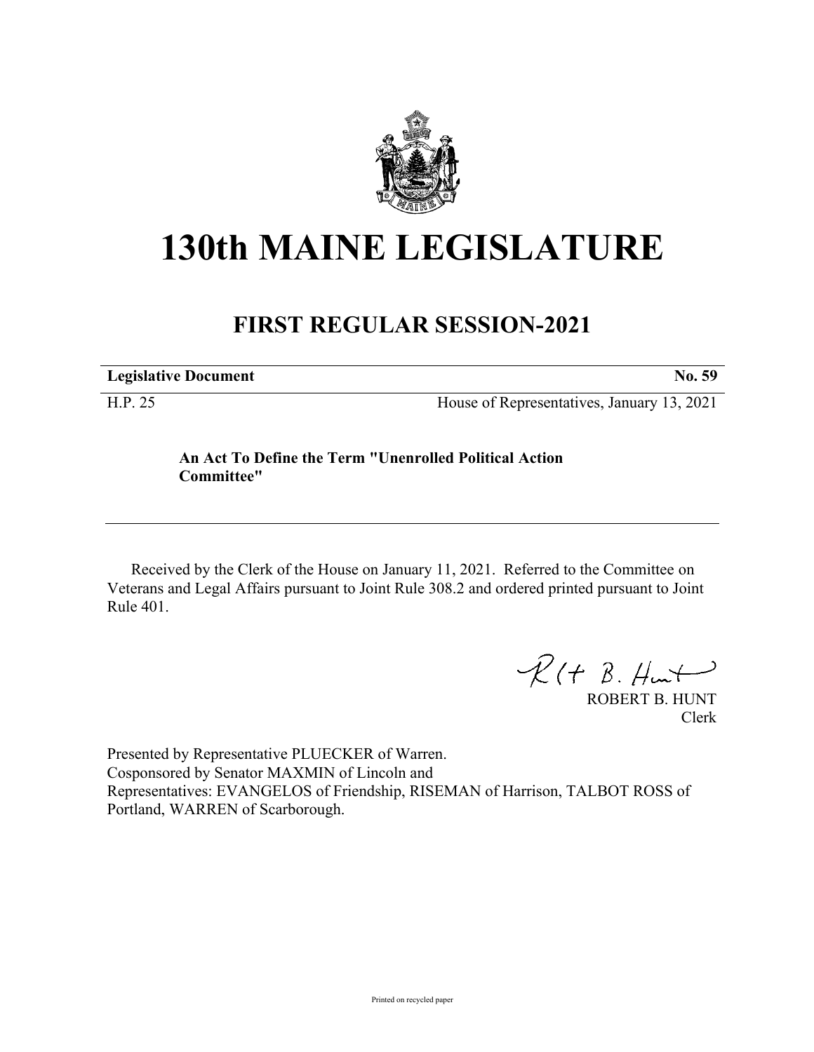# 130th MAINE LEGISLATURE

## FIRST REGULAR SESSION-2021

**Legislative Document** **No. 59**

H.P. 25 House of Representatives, January 13, 2021

**An Act To Define the Term "Unenrolled Political Action Committee"**

Received by the Clerk of the House on January 11, 2021. Referred to the Committee on Veterans and Legal Affairs pursuant to Joint Rule 308.2 and ordered printed pursuant to Joint Rule 401.

ROBERT B. HUNT
Clerk

Presented by Representative PLUECKER of Warren.
Cosponsored by Senator MAXMIN of Lincoln and
Representatives: EVANGELOS of Friendship, RISEMAN of Harrison, TALBOT ROSS of Portland, WARREN of Scarborough.

Printed on recycled paper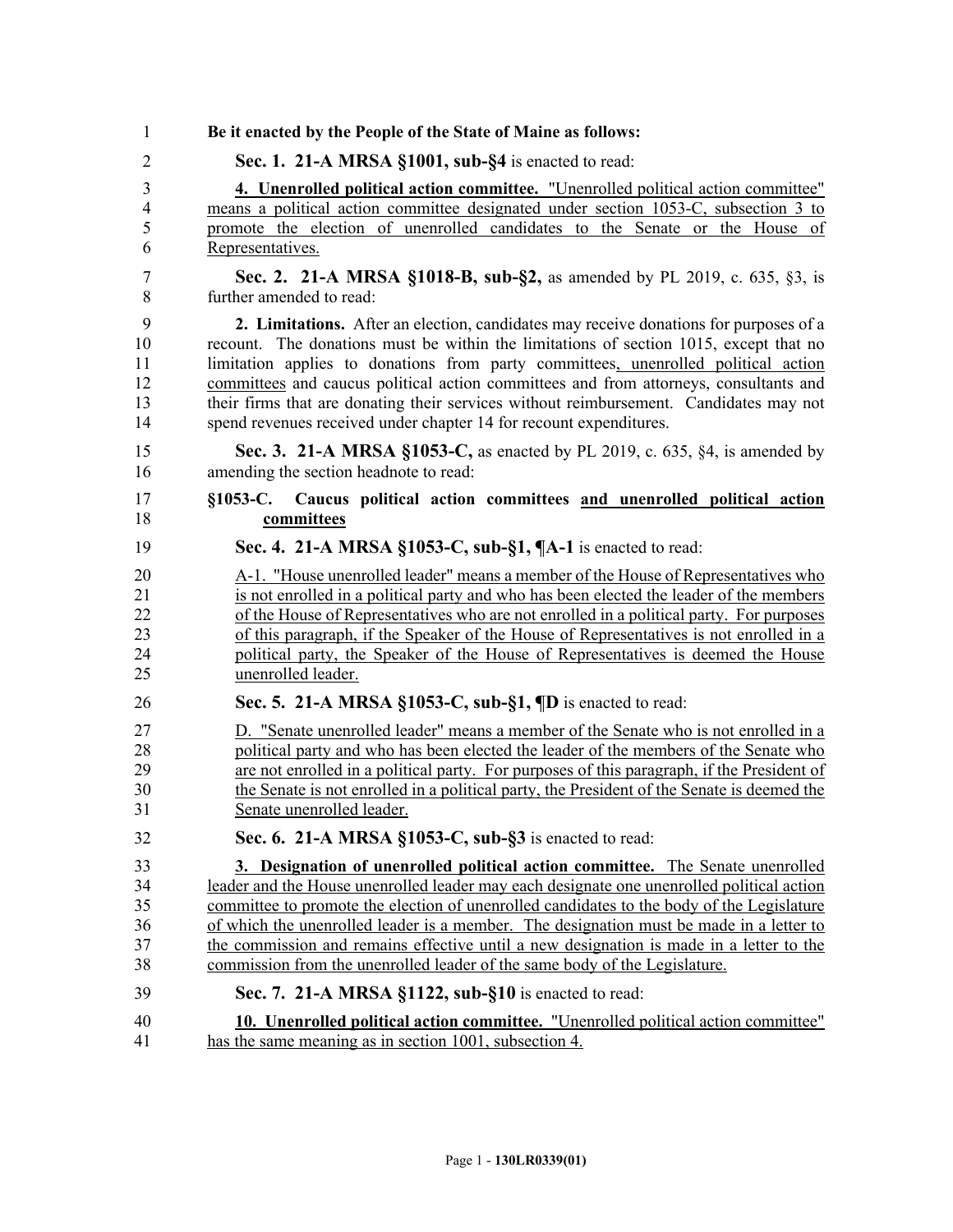**Be it enacted by the People of the State of Maine as follows:**

**Sec. 1. 21-A MRSA §1001, sub-§4** is enacted to read:

**4. Unenrolled political action committee.** "Unenrolled political action committee" means a political action committee designated under section 1053-C, subsection 3 to promote the election of unenrolled candidates to the Senate or the House of Representatives.

**Sec. 2. 21-A MRSA §1018-B, sub-§2,** as amended by PL 2019, c. 635, §3, is further amended to read:

**2. Limitations.** After an election, candidates may receive donations for purposes of a recount. The donations must be within the limitations of section 1015, except that no limitation applies to donations from party committees, unenrolled political action committees and caucus political action committees and from attorneys, consultants and their firms that are donating their services without reimbursement. Candidates may not spend revenues received under chapter 14 for recount expenditures.

**Sec. 3. 21-A MRSA §1053-C,** as enacted by PL 2019, c. 635, §4, is amended by amending the section headnote to read:

**§1053-C. Caucus political action committees and unenrolled political action committees**

**Sec. 4. 21-A MRSA §1053-C, sub-§1, ¶A-1** is enacted to read:

A-1. "House unenrolled leader" means a member of the House of Representatives who is not enrolled in a political party and who has been elected the leader of the members of the House of Representatives who are not enrolled in a political party. For purposes of this paragraph, if the Speaker of the House of Representatives is not enrolled in a political party, the Speaker of the House of Representatives is deemed the House unenrolled leader.

**Sec. 5. 21-A MRSA §1053-C, sub-§1, ¶D** is enacted to read:

D. "Senate unenrolled leader" means a member of the Senate who is not enrolled in a political party and who has been elected the leader of the members of the Senate who are not enrolled in a political party. For purposes of this paragraph, if the President of the Senate is not enrolled in a political party, the President of the Senate is deemed the Senate unenrolled leader.

**Sec. 6. 21-A MRSA §1053-C, sub-§3** is enacted to read:

**3. Designation of unenrolled political action committee.** The Senate unenrolled leader and the House unenrolled leader may each designate one unenrolled political action committee to promote the election of unenrolled candidates to the body of the Legislature of which the unenrolled leader is a member. The designation must be made in a letter to the commission and remains effective until a new designation is made in a letter to the commission from the unenrolled leader of the same body of the Legislature.

**Sec. 7. 21-A MRSA §1122, sub-§10** is enacted to read:

**10. Unenrolled political action committee.** "Unenrolled political action committee" has the same meaning as in section 1001, subsection 4.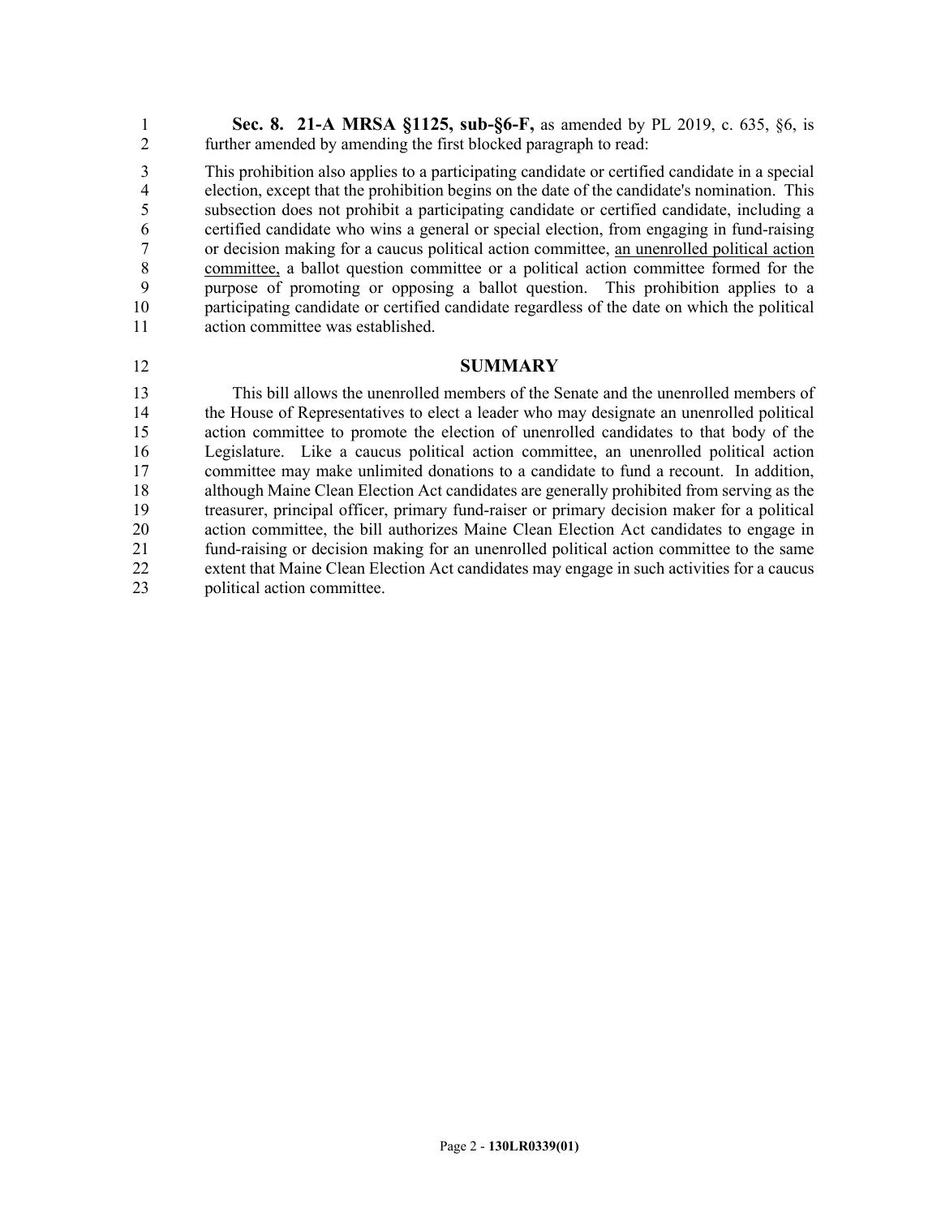**Sec. 8. 21-A MRSA §1125, sub-§6-F,** as amended by PL 2019, c. 635, §6, is further amended by amending the first blocked paragraph to read:

This prohibition also applies to a participating candidate or certified candidate in a special election, except that the prohibition begins on the date of the candidate's nomination. This subsection does not prohibit a participating candidate or certified candidate, including a certified candidate who wins a general or special election, from engaging in fund-raising or decision making for a caucus political action committee, <u>an unenrolled political action committee,</u> a ballot question committee or a political action committee formed for the purpose of promoting or opposing a ballot question. This prohibition applies to a participating candidate or certified candidate regardless of the date on which the political action committee was established.

## SUMMARY

This bill allows the unenrolled members of the Senate and the unenrolled members of the House of Representatives to elect a leader who may designate an unenrolled political action committee to promote the election of unenrolled candidates to that body of the Legislature. Like a caucus political action committee, an unenrolled political action committee may make unlimited donations to a candidate to fund a recount. In addition, although Maine Clean Election Act candidates are generally prohibited from serving as the treasurer, principal officer, primary fund-raiser or primary decision maker for a political action committee, the bill authorizes Maine Clean Election Act candidates to engage in fund-raising or decision making for an unenrolled political action committee to the same extent that Maine Clean Election Act candidates may engage in such activities for a caucus political action committee.